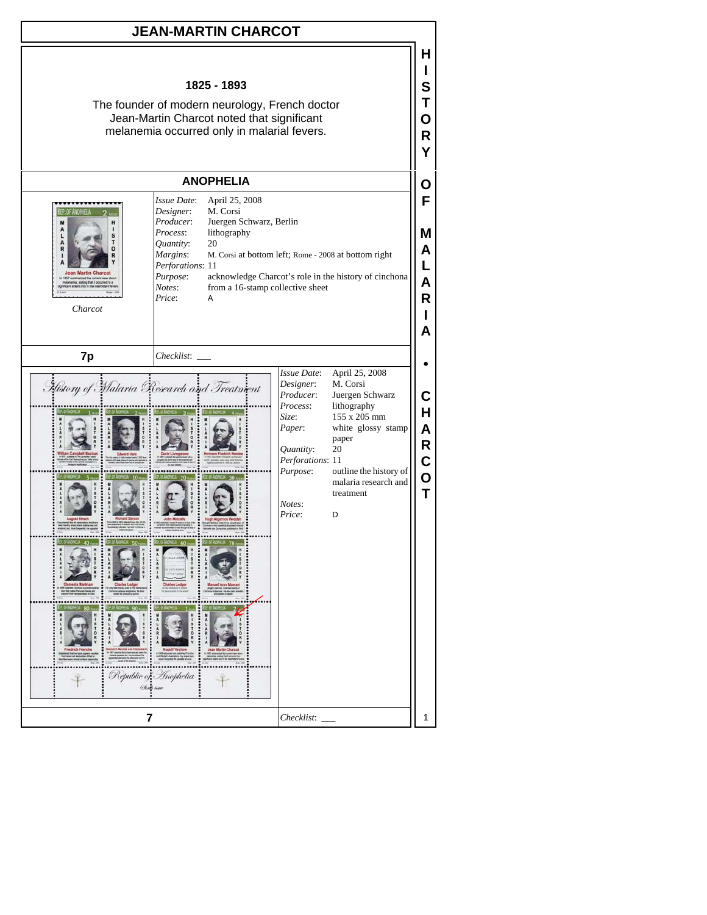# JEAN-MARTIN CHARCOT

**1825 - 1893**

The founder of modern neurology, French doctor Jean-Martin Charcot noted that significant melanemia occurred only in malarial fevers.

## ANOPHELIA

*Charcot*

*Issue Date*: April 25, 2008
*Designer*: M. Corsi
*Producer*: Juergen Schwarz, Berlin
*Process*: lithography
*Quantity*: 20
*Margins*: M. Corsi at bottom left; Rome - 2008 at bottom right
*Perforations*: 11
*Purpose*: acknowledge Charcot's role in the history of cinchona
*Notes*: from a 16-stamp collective sheet
*Price*: A

**7p** *Checklist*: ___

*Issue Date*: April 25, 2008
*Designer*: M. Corsi
*Producer*: Juergen Schwarz
*Process*: lithography
*Size*: 155 x 205 mm
*Paper*: white glossy stamp paper
*Quantity*: 20
*Perforations*: 11
*Purpose*: outline the history of malaria research and treatment
*Notes*:
*Price*: D

**7** *Checklist*: ___

HISTORY OF MALARIA • CHARCOT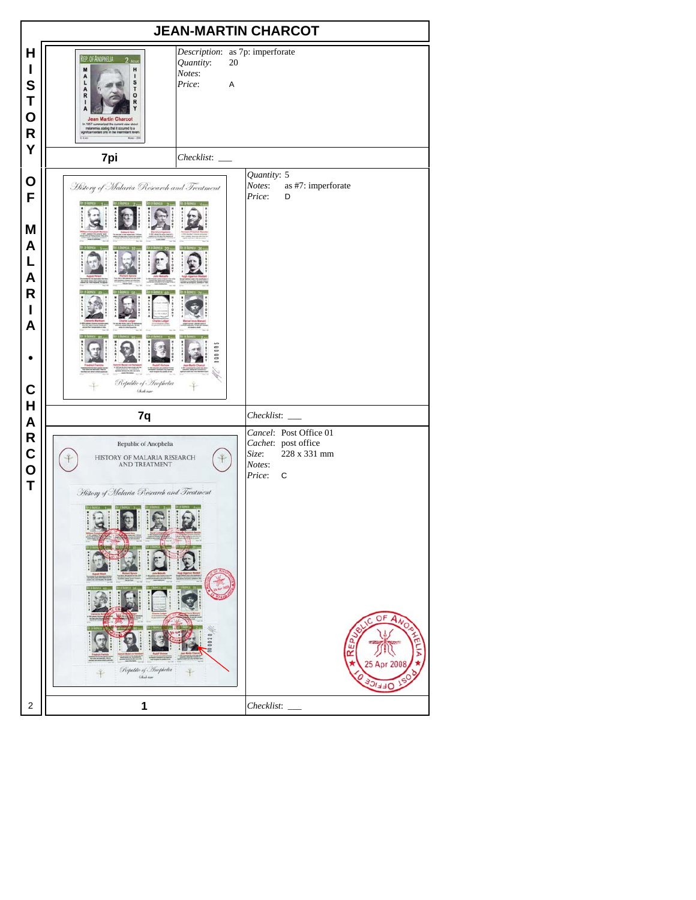# JEAN-MARTIN CHARCOT

HISTORY OF MALARIA • CHARCOT

## 7pi

*Description*: as 7p: imperforate
*Quantity*: 20
*Notes*:
*Price*: A

*Checklist*: ___

## 7q

*Quantity*: 5
*Notes*: as #7: imperforate
*Price*: D

*Checklist*: ___

## 1

*Cancel*: Post Office 01
*Cachet*: post office
*Size*: 228 x 331 mm
*Notes*:
*Price*: C

*Checklist*: ___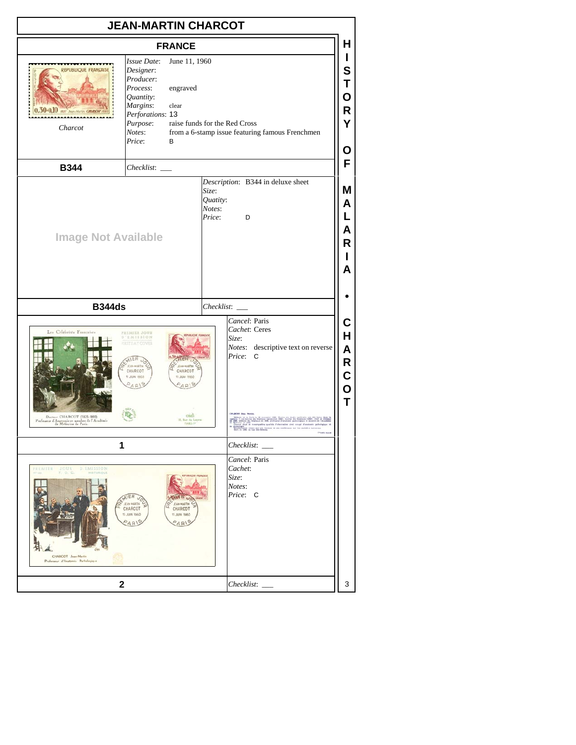# JEAN-MARTIN CHARCOT

## FRANCE

Charcot

*Issue Date*: June 11, 1960
*Designer*:
*Producer*:
*Process*: engraved
*Quantity*:
*Margins*: clear
*Perforations*: 13
*Purpose*: raise funds for the Red Cross
*Notes*: from a 6-stamp issue featuring famous Frenchmen
*Price*: B

**B344** | *Checklist*: ___

Image Not Available

*Description*: B344 in deluxe sheet
*Size*:
*Quatity*:
*Notes*:
*Price*: D

**B344ds** | *Checklist*: ___

*Cancel*: Paris
*Cachet*: Ceres
*Size*:
*Notes*: descriptive text on reverse
*Price*: C

**1** | *Checklist*: ___

*Cancel*: Paris
*Cachet*:
*Size*:
*Notes*:
*Price*: C

**2** | *Checklist*: ___

HISTORY OF MALARIA • CHARCOT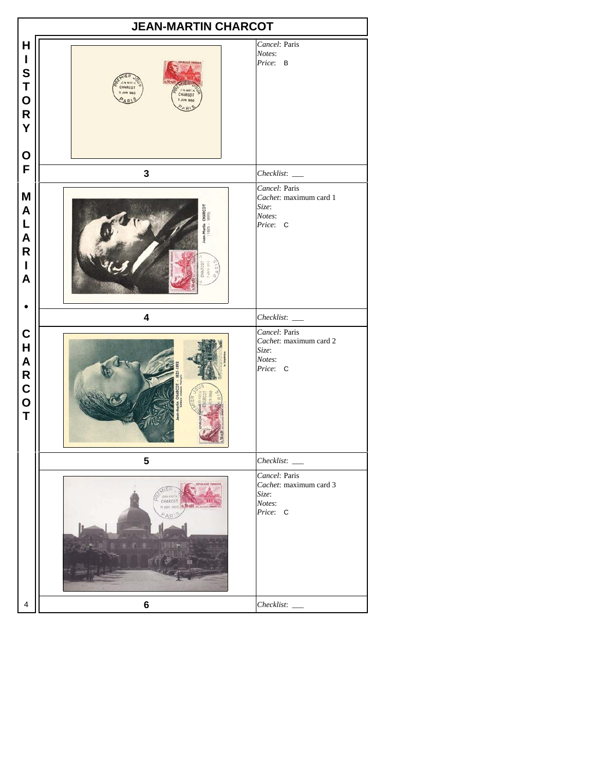# JEAN-MARTIN CHARCOT

| | |
|---|---|
| | *Cancel*: Paris<br>*Notes*:<br>*Price*: B |
| **3** | *Checklist*: ___ |
| | *Cancel*: Paris<br>*Cachet*: maximum card 1<br>*Size*:<br>*Notes*:<br>*Price*: C |
| **4** | *Checklist*: ___ |
| | *Cancel*: Paris<br>*Cachet*: maximum card 2<br>*Size*:<br>*Notes*:<br>*Price*: C |
| **5** | *Checklist*: ___ |
| | *Cancel*: Paris<br>*Cachet*: maximum card 3<br>*Size*:<br>*Notes*:<br>*Price*: C |
| **6** | *Checklist*: ___ |